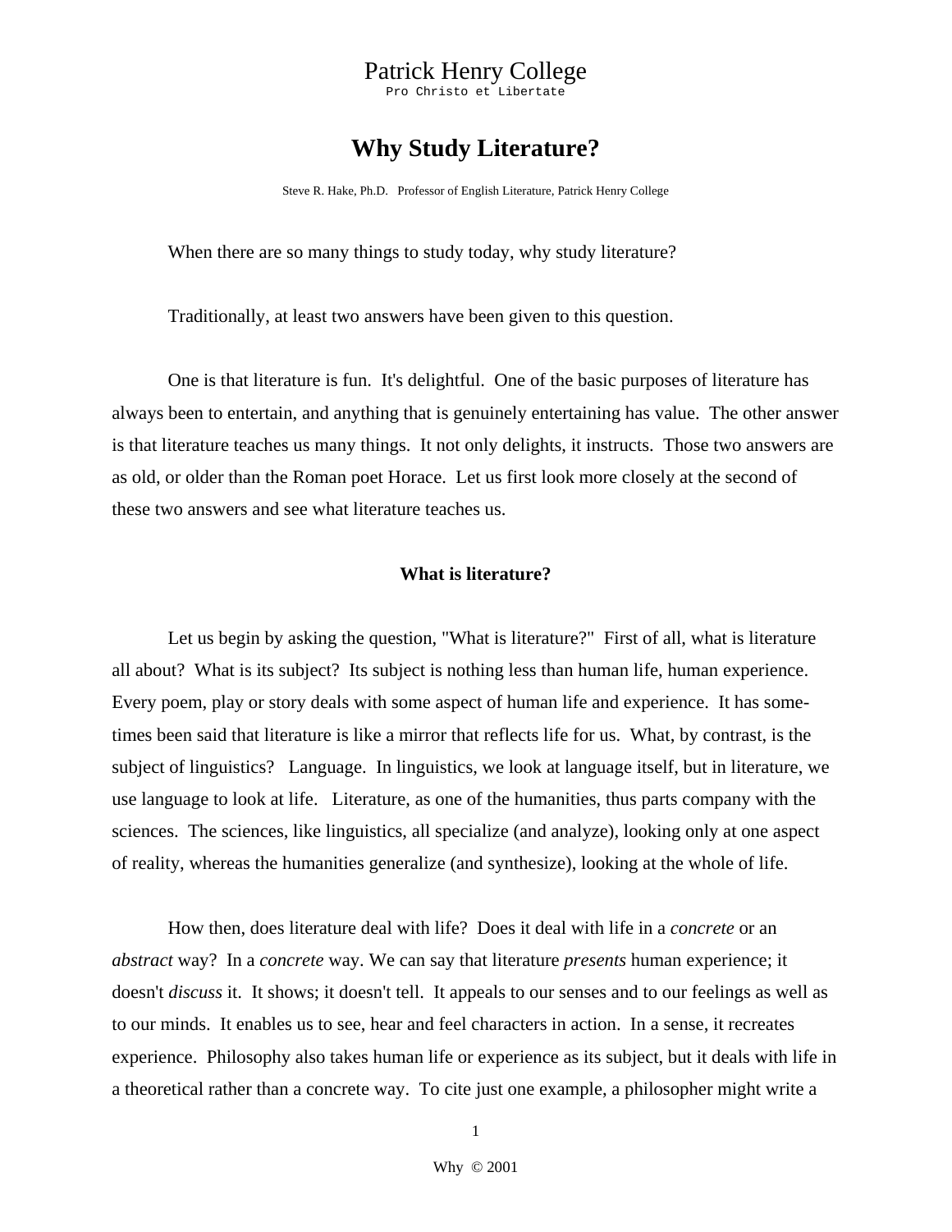# Patrick Henry College

Pro Christo et Libertate

## Why Study Literature?

Steve R. Hake, Ph.D.   Professor of English Literature, Patrick Henry College

When there are so many things to study today, why study literature?

Traditionally, at least two answers have been given to this question.

One is that literature is fun. It's delightful. One of the basic purposes of literature has always been to entertain, and anything that is genuinely entertaining has value. The other answer is that literature teaches us many things. It not only delights, it instructs. Those two answers are as old, or older than the Roman poet Horace. Let us first look more closely at the second of these two answers and see what literature teaches us.

### What is literature?

Let us begin by asking the question, "What is literature?" First of all, what is literature all about? What is its subject? Its subject is nothing less than human life, human experience. Every poem, play or story deals with some aspect of human life and experience. It has sometimes been said that literature is like a mirror that reflects life for us. What, by contrast, is the subject of linguistics? Language. In linguistics, we look at language itself, but in literature, we use language to look at life. Literature, as one of the humanities, thus parts company with the sciences. The sciences, like linguistics, all specialize (and analyze), looking only at one aspect of reality, whereas the humanities generalize (and synthesize), looking at the whole of life.

How then, does literature deal with life? Does it deal with life in a *concrete* or an *abstract* way? In a *concrete* way. We can say that literature *presents* human experience; it doesn't *discuss* it. It shows; it doesn't tell. It appeals to our senses and to our feelings as well as to our minds. It enables us to see, hear and feel characters in action. In a sense, it recreates experience. Philosophy also takes human life or experience as its subject, but it deals with life in a theoretical rather than a concrete way. To cite just one example, a philosopher might write a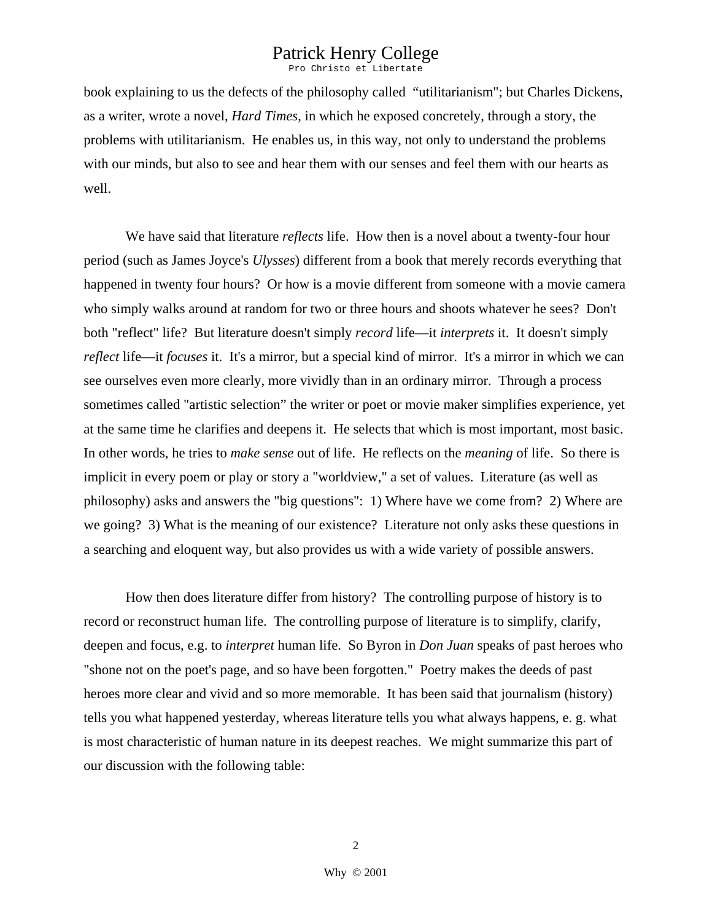book explaining to us the defects of the philosophy called "utilitarianism"; but Charles Dickens, as a writer, wrote a novel, *Hard Times*, in which he exposed concretely, through a story, the problems with utilitarianism. He enables us, in this way, not only to understand the problems with our minds, but also to see and hear them with our senses and feel them with our hearts as well.

We have said that literature *reflects* life. How then is a novel about a twenty-four hour period (such as James Joyce's *Ulysses*) different from a book that merely records everything that happened in twenty four hours? Or how is a movie different from someone with a movie camera who simply walks around at random for two or three hours and shoots whatever he sees? Don't both "reflect" life? But literature doesn't simply *record* life—it *interprets* it. It doesn't simply *reflect* life—it *focuses* it. It's a mirror, but a special kind of mirror. It's a mirror in which we can see ourselves even more clearly, more vividly than in an ordinary mirror. Through a process sometimes called "artistic selection" the writer or poet or movie maker simplifies experience, yet at the same time he clarifies and deepens it. He selects that which is most important, most basic. In other words, he tries to *make sense* out of life. He reflects on the *meaning* of life. So there is implicit in every poem or play or story a "worldview," a set of values. Literature (as well as philosophy) asks and answers the "big questions": 1) Where have we come from? 2) Where are we going? 3) What is the meaning of our existence? Literature not only asks these questions in a searching and eloquent way, but also provides us with a wide variety of possible answers.

How then does literature differ from history? The controlling purpose of history is to record or reconstruct human life. The controlling purpose of literature is to simplify, clarify, deepen and focus, e.g. to *interpret* human life. So Byron in *Don Juan* speaks of past heroes who "shone not on the poet's page, and so have been forgotten." Poetry makes the deeds of past heroes more clear and vivid and so more memorable. It has been said that journalism (history) tells you what happened yesterday, whereas literature tells you what always happens, e. g. what is most characteristic of human nature in its deepest reaches. We might summarize this part of our discussion with the following table: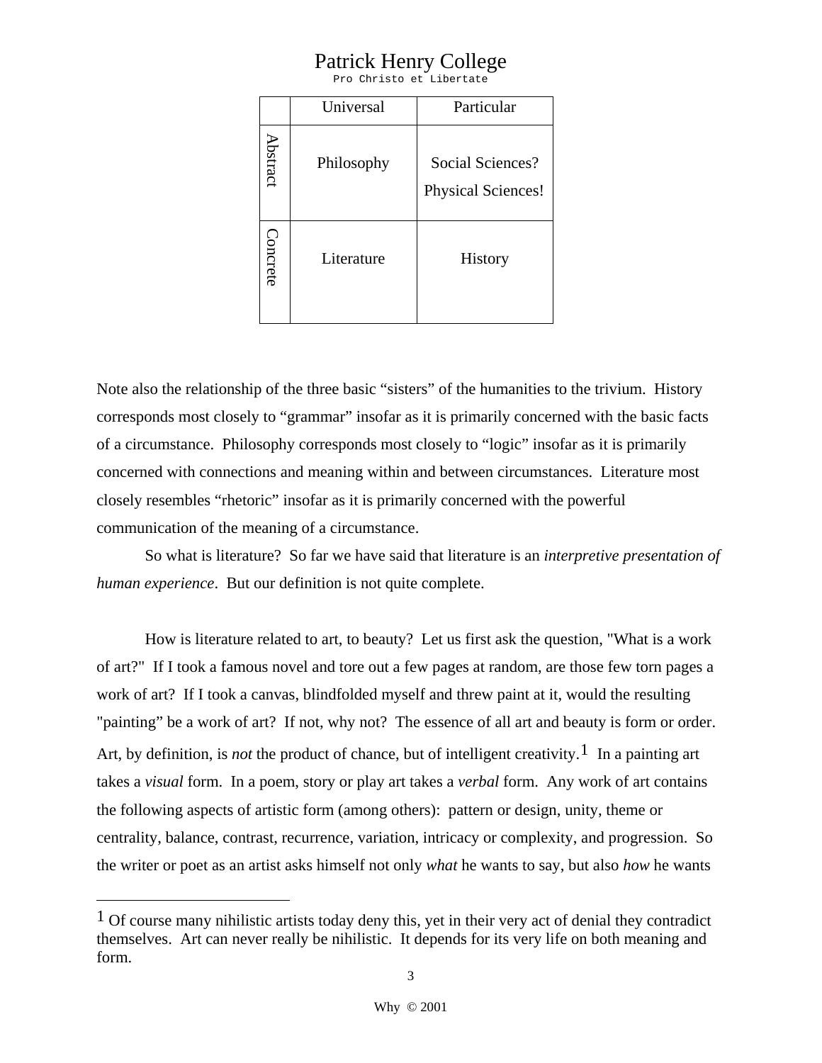# Patrick Henry College

Pro Christo et Libertate

| | Universal | Particular |
|---|---|---|
| Abstract | Philosophy | Social Sciences? Physical Sciences! |
| Concrete | Literature | History |

Note also the relationship of the three basic “sisters” of the humanities to the trivium. History corresponds most closely to “grammar” insofar as it is primarily concerned with the basic facts of a circumstance. Philosophy corresponds most closely to “logic” insofar as it is primarily concerned with connections and meaning within and between circumstances. Literature most closely resembles “rhetoric” insofar as it is primarily concerned with the powerful communication of the meaning of a circumstance.

So what is literature? So far we have said that literature is an *interpretive presentation of human experience*. But our definition is not quite complete.

How is literature related to art, to beauty? Let us first ask the question, "What is a work of art?" If I took a famous novel and tore out a few pages at random, are those few torn pages a work of art? If I took a canvas, blindfolded myself and threw paint at it, would the resulting "painting” be a work of art? If not, why not? The essence of all art and beauty is form or order. Art, by definition, is *not* the product of chance, but of intelligent creativity.[1] In a painting art takes a *visual* form. In a poem, story or play art takes a *verbal* form. Any work of art contains the following aspects of artistic form (among others): pattern or design, unity, theme or centrality, balance, contrast, recurrence, variation, intricacy or complexity, and progression. So the writer or poet as an artist asks himself not only *what* he wants to say, but also *how* he wants

---

[1] Of course many nihilistic artists today deny this, yet in their very act of denial they contradict themselves. Art can never really be nihilistic. It depends for its very life on both meaning and form.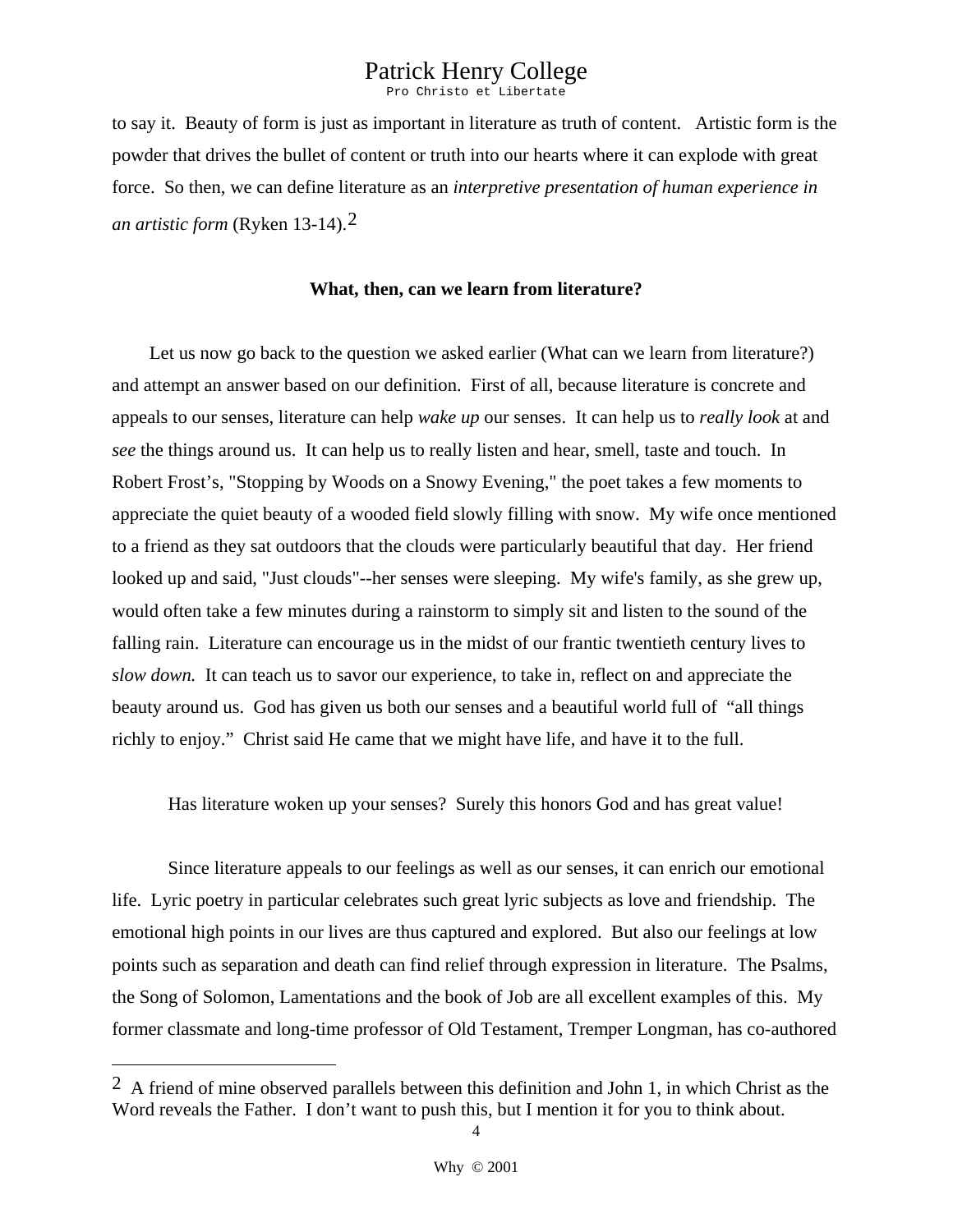to say it. Beauty of form is just as important in literature as truth of content. Artistic form is the powder that drives the bullet of content or truth into our hearts where it can explode with great force. So then, we can define literature as an *interpretive presentation of human experience in an artistic form* (Ryken 13-14).[2]

**What, then, can we learn from literature?**

Let us now go back to the question we asked earlier (What can we learn from literature?) and attempt an answer based on our definition. First of all, because literature is concrete and appeals to our senses, literature can help *wake up* our senses. It can help us to *really look* at and *see* the things around us. It can help us to really listen and hear, smell, taste and touch. In Robert Frost's, "Stopping by Woods on a Snowy Evening," the poet takes a few moments to appreciate the quiet beauty of a wooded field slowly filling with snow. My wife once mentioned to a friend as they sat outdoors that the clouds were particularly beautiful that day. Her friend looked up and said, "Just clouds"--her senses were sleeping. My wife's family, as she grew up, would often take a few minutes during a rainstorm to simply sit and listen to the sound of the falling rain. Literature can encourage us in the midst of our frantic twentieth century lives to *slow down.* It can teach us to savor our experience, to take in, reflect on and appreciate the beauty around us. God has given us both our senses and a beautiful world full of "all things richly to enjoy." Christ said He came that we might have life, and have it to the full.

Has literature woken up your senses? Surely this honors God and has great value!

Since literature appeals to our feelings as well as our senses, it can enrich our emotional life. Lyric poetry in particular celebrates such great lyric subjects as love and friendship. The emotional high points in our lives are thus captured and explored. But also our feelings at low points such as separation and death can find relief through expression in literature. The Psalms, the Song of Solomon, Lamentations and the book of Job are all excellent examples of this. My former classmate and long-time professor of Old Testament, Tremper Longman, has co-authored

---

[2] A friend of mine observed parallels between this definition and John 1, in which Christ as the Word reveals the Father. I don't want to push this, but I mention it for you to think about.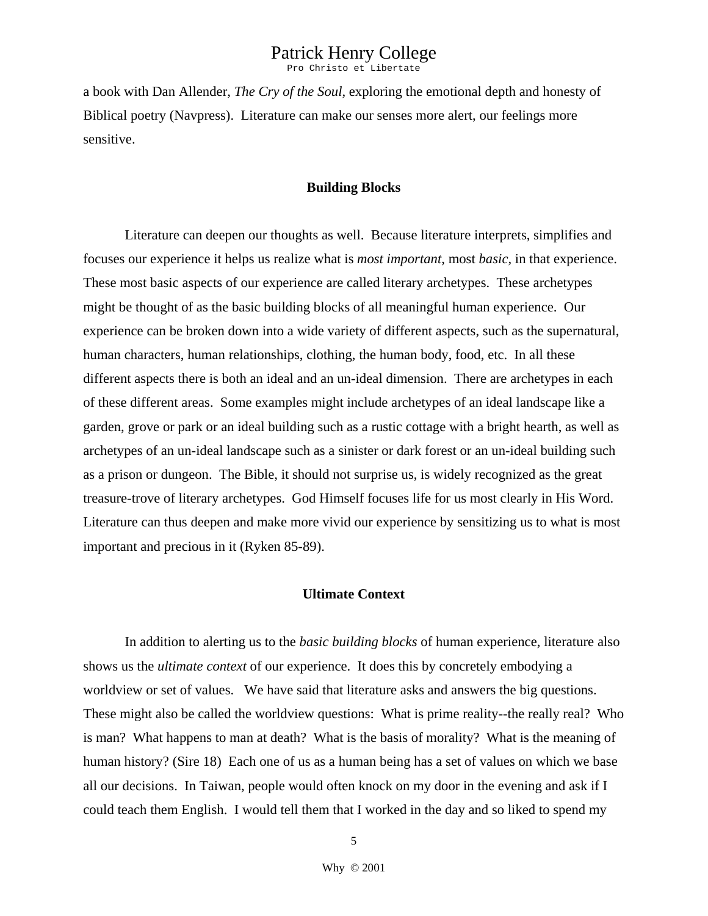a book with Dan Allender, *The Cry of the Soul,* exploring the emotional depth and honesty of Biblical poetry (Navpress). Literature can make our senses more alert, our feelings more sensitive.

### Building Blocks

Literature can deepen our thoughts as well. Because literature interprets, simplifies and focuses our experience it helps us realize what is *most important*, most *basic*, in that experience. These most basic aspects of our experience are called literary archetypes. These archetypes might be thought of as the basic building blocks of all meaningful human experience. Our experience can be broken down into a wide variety of different aspects, such as the supernatural, human characters, human relationships, clothing, the human body, food, etc. In all these different aspects there is both an ideal and an un-ideal dimension. There are archetypes in each of these different areas. Some examples might include archetypes of an ideal landscape like a garden, grove or park or an ideal building such as a rustic cottage with a bright hearth, as well as archetypes of an un-ideal landscape such as a sinister or dark forest or an un-ideal building such as a prison or dungeon. The Bible, it should not surprise us, is widely recognized as the great treasure-trove of literary archetypes. God Himself focuses life for us most clearly in His Word. Literature can thus deepen and make more vivid our experience by sensitizing us to what is most important and precious in it (Ryken 85-89).

### Ultimate Context

In addition to alerting us to the *basic building blocks* of human experience, literature also shows us the *ultimate context* of our experience. It does this by concretely embodying a worldview or set of values. We have said that literature asks and answers the big questions. These might also be called the worldview questions: What is prime reality--the really real? Who is man? What happens to man at death? What is the basis of morality? What is the meaning of human history? (Sire 18) Each one of us as a human being has a set of values on which we base all our decisions. In Taiwan, people would often knock on my door in the evening and ask if I could teach them English. I would tell them that I worked in the day and so liked to spend my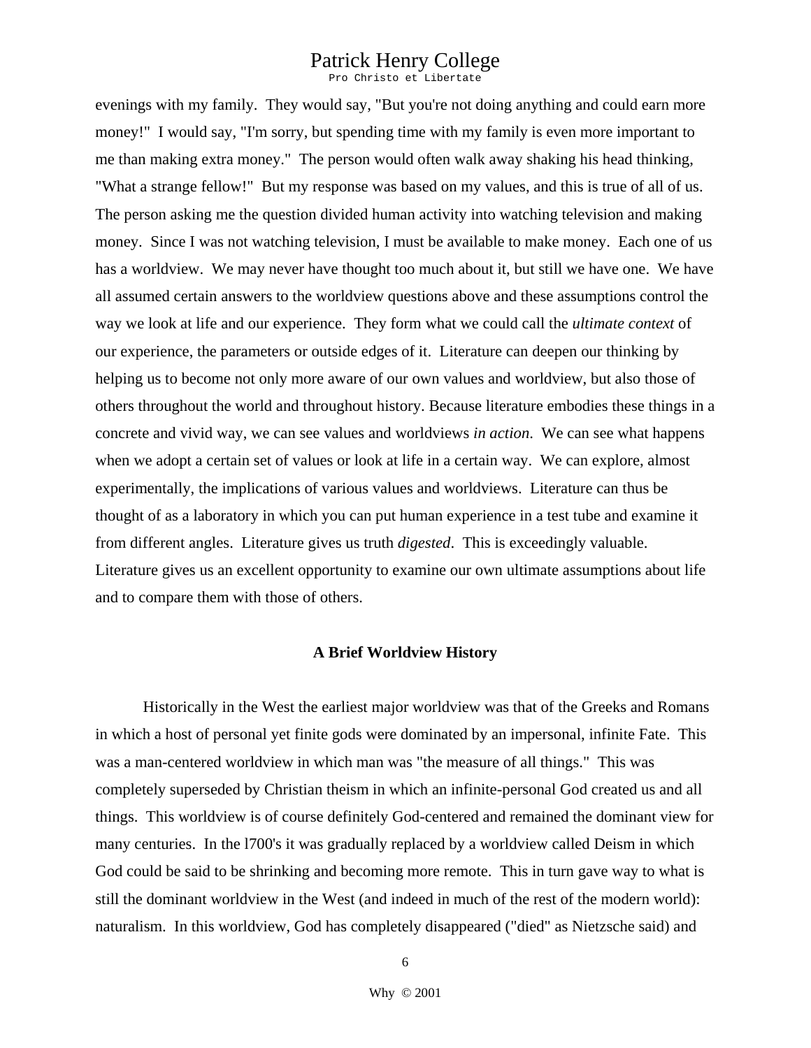evenings with my family. They would say, "But you're not doing anything and could earn more money!" I would say, "I'm sorry, but spending time with my family is even more important to me than making extra money." The person would often walk away shaking his head thinking, "What a strange fellow!" But my response was based on my values, and this is true of all of us. The person asking me the question divided human activity into watching television and making money. Since I was not watching television, I must be available to make money. Each one of us has a worldview. We may never have thought too much about it, but still we have one. We have all assumed certain answers to the worldview questions above and these assumptions control the way we look at life and our experience. They form what we could call the *ultimate context* of our experience, the parameters or outside edges of it. Literature can deepen our thinking by helping us to become not only more aware of our own values and worldview, but also those of others throughout the world and throughout history. Because literature embodies these things in a concrete and vivid way, we can see values and worldviews *in action*. We can see what happens when we adopt a certain set of values or look at life in a certain way. We can explore, almost experimentally, the implications of various values and worldviews. Literature can thus be thought of as a laboratory in which you can put human experience in a test tube and examine it from different angles. Literature gives us truth *digested*. This is exceedingly valuable. Literature gives us an excellent opportunity to examine our own ultimate assumptions about life and to compare them with those of others.

**A Brief Worldview History**

Historically in the West the earliest major worldview was that of the Greeks and Romans in which a host of personal yet finite gods were dominated by an impersonal, infinite Fate. This was a man-centered worldview in which man was "the measure of all things." This was completely superseded by Christian theism in which an infinite-personal God created us and all things. This worldview is of course definitely God-centered and remained the dominant view for many centuries. In the l700's it was gradually replaced by a worldview called Deism in which God could be said to be shrinking and becoming more remote. This in turn gave way to what is still the dominant worldview in the West (and indeed in much of the rest of the modern world): naturalism. In this worldview, God has completely disappeared ("died" as Nietzsche said) and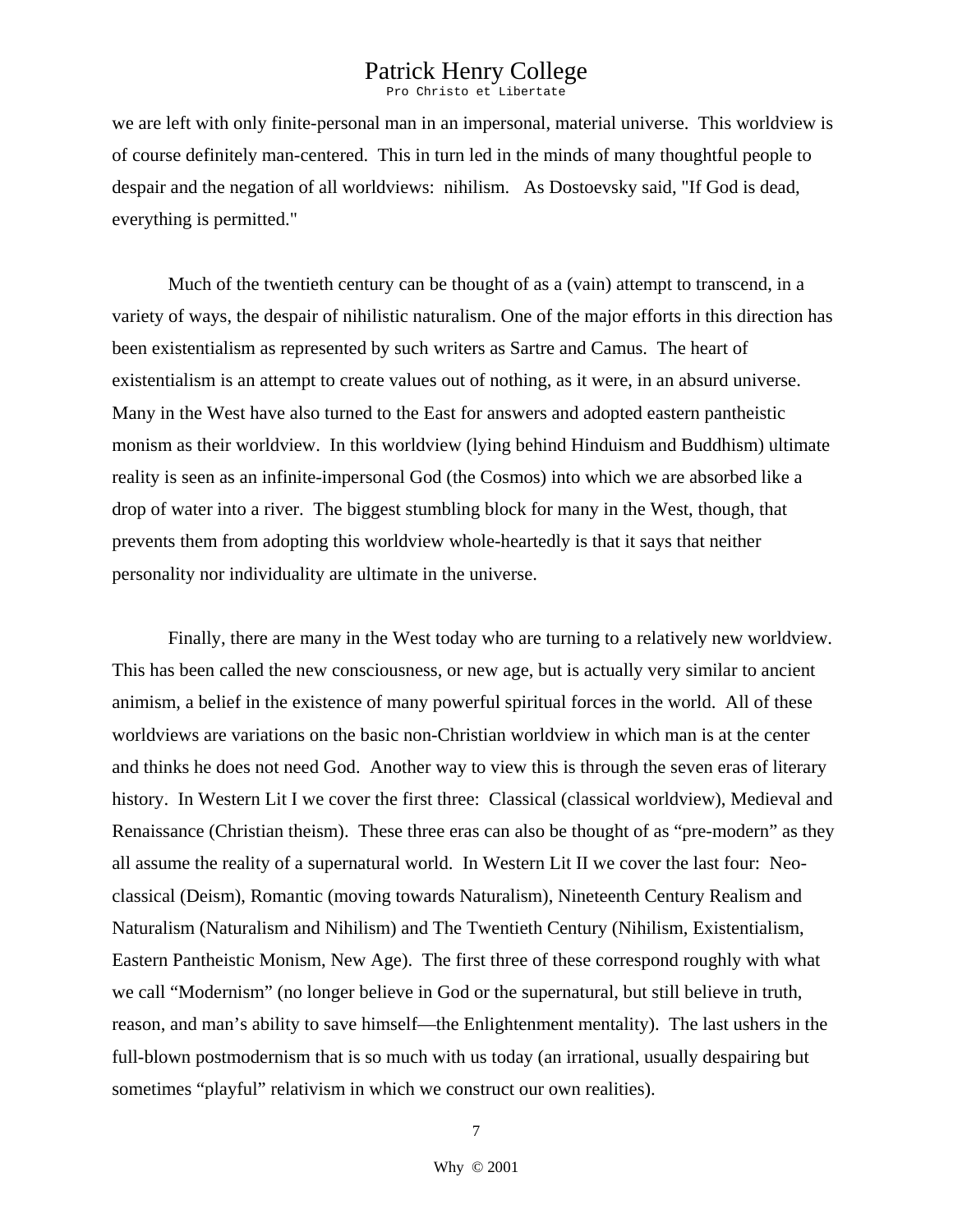we are left with only finite-personal man in an impersonal, material universe. This worldview is of course definitely man-centered. This in turn led in the minds of many thoughtful people to despair and the negation of all worldviews: nihilism. As Dostoevsky said, "If God is dead, everything is permitted."

Much of the twentieth century can be thought of as a (vain) attempt to transcend, in a variety of ways, the despair of nihilistic naturalism. One of the major efforts in this direction has been existentialism as represented by such writers as Sartre and Camus. The heart of existentialism is an attempt to create values out of nothing, as it were, in an absurd universe. Many in the West have also turned to the East for answers and adopted eastern pantheistic monism as their worldview. In this worldview (lying behind Hinduism and Buddhism) ultimate reality is seen as an infinite-impersonal God (the Cosmos) into which we are absorbed like a drop of water into a river. The biggest stumbling block for many in the West, though, that prevents them from adopting this worldview whole-heartedly is that it says that neither personality nor individuality are ultimate in the universe.

Finally, there are many in the West today who are turning to a relatively new worldview. This has been called the new consciousness, or new age, but is actually very similar to ancient animism, a belief in the existence of many powerful spiritual forces in the world. All of these worldviews are variations on the basic non-Christian worldview in which man is at the center and thinks he does not need God. Another way to view this is through the seven eras of literary history. In Western Lit I we cover the first three: Classical (classical worldview), Medieval and Renaissance (Christian theism). These three eras can also be thought of as "pre-modern" as they all assume the reality of a supernatural world. In Western Lit II we cover the last four: Neo-classical (Deism), Romantic (moving towards Naturalism), Nineteenth Century Realism and Naturalism (Naturalism and Nihilism) and The Twentieth Century (Nihilism, Existentialism, Eastern Pantheistic Monism, New Age). The first three of these correspond roughly with what we call "Modernism" (no longer believe in God or the supernatural, but still believe in truth, reason, and man's ability to save himself—the Enlightenment mentality). The last ushers in the full-blown postmodernism that is so much with us today (an irrational, usually despairing but sometimes "playful" relativism in which we construct our own realities).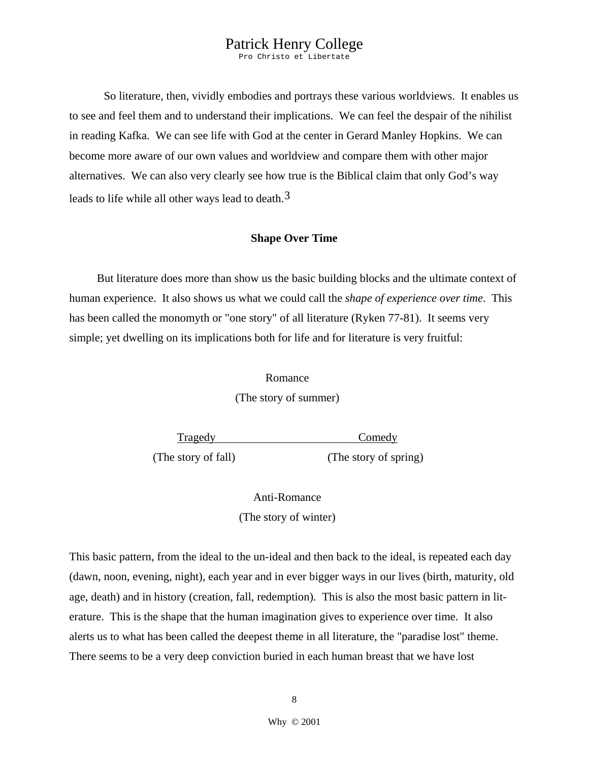So literature, then, vividly embodies and portrays these various worldviews. It enables us to see and feel them and to understand their implications. We can feel the despair of the nihilist in reading Kafka. We can see life with God at the center in Gerard Manley Hopkins. We can become more aware of our own values and worldview and compare them with other major alternatives. We can also very clearly see how true is the Biblical claim that only God's way leads to life while all other ways lead to death.[3]

### Shape Over Time

But literature does more than show us the basic building blocks and the ultimate context of human experience. It also shows us what we could call the *shape of experience over time*. This has been called the monomyth or "one story" of all literature (Ryken 77-81). It seems very simple; yet dwelling on its implications both for life and for literature is very fruitful:

Romance
(The story of summer)

Tragedy — Comedy
(The story of fall) — (The story of spring)

Anti-Romance
(The story of winter)

This basic pattern, from the ideal to the un-ideal and then back to the ideal, is repeated each day (dawn, noon, evening, night), each year and in ever bigger ways in our lives (birth, maturity, old age, death) and in history (creation, fall, redemption). This is also the most basic pattern in literature. This is the shape that the human imagination gives to experience over time. It also alerts us to what has been called the deepest theme in all literature, the "paradise lost" theme. There seems to be a very deep conviction buried in each human breast that we have lost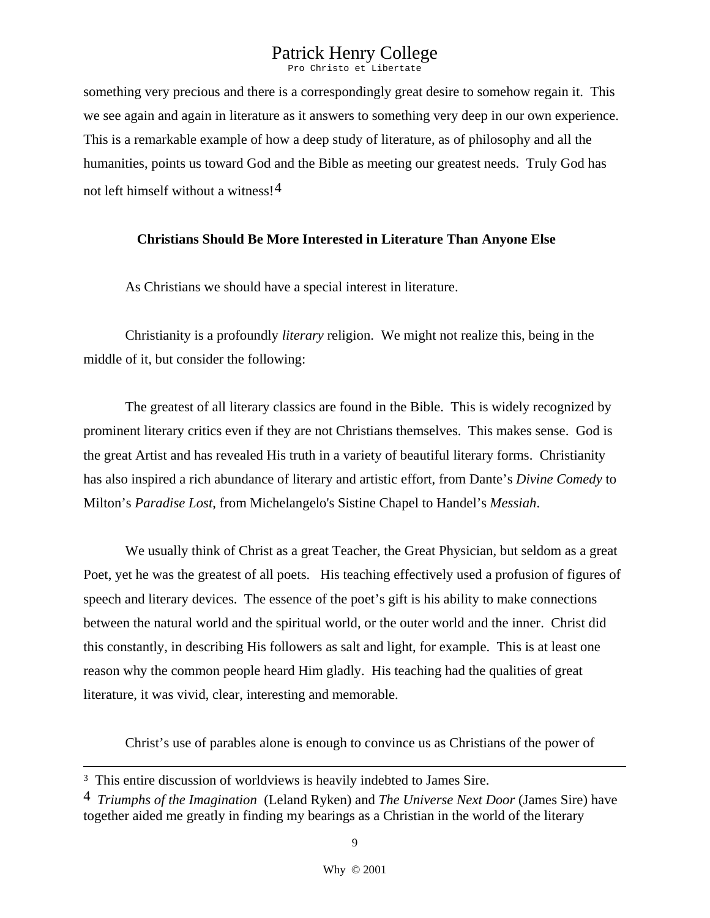something very precious and there is a correspondingly great desire to somehow regain it. This we see again and again in literature as it answers to something very deep in our own experience. This is a remarkable example of how a deep study of literature, as of philosophy and all the humanities, points us toward God and the Bible as meeting our greatest needs. Truly God has not left himself without a witness![4]

**Christians Should Be More Interested in Literature Than Anyone Else**

As Christians we should have a special interest in literature.

Christianity is a profoundly *literary* religion. We might not realize this, being in the middle of it, but consider the following:

The greatest of all literary classics are found in the Bible. This is widely recognized by prominent literary critics even if they are not Christians themselves. This makes sense. God is the great Artist and has revealed His truth in a variety of beautiful literary forms. Christianity has also inspired a rich abundance of literary and artistic effort, from Dante's *Divine Comedy* to Milton's *Paradise Lost*, from Michelangelo's Sistine Chapel to Handel's *Messiah*.

We usually think of Christ as a great Teacher, the Great Physician, but seldom as a great Poet, yet he was the greatest of all poets. His teaching effectively used a profusion of figures of speech and literary devices. The essence of the poet's gift is his ability to make connections between the natural world and the spiritual world, or the outer world and the inner. Christ did this constantly, in describing His followers as salt and light, for example. This is at least one reason why the common people heard Him gladly. His teaching had the qualities of great literature, it was vivid, clear, interesting and memorable.

Christ's use of parables alone is enough to convince us as Christians of the power of

---

[3] This entire discussion of worldviews is heavily indebted to James Sire.

[4] *Triumphs of the Imagination* (Leland Ryken) and *The Universe Next Door* (James Sire) have together aided me greatly in finding my bearings as a Christian in the world of the literary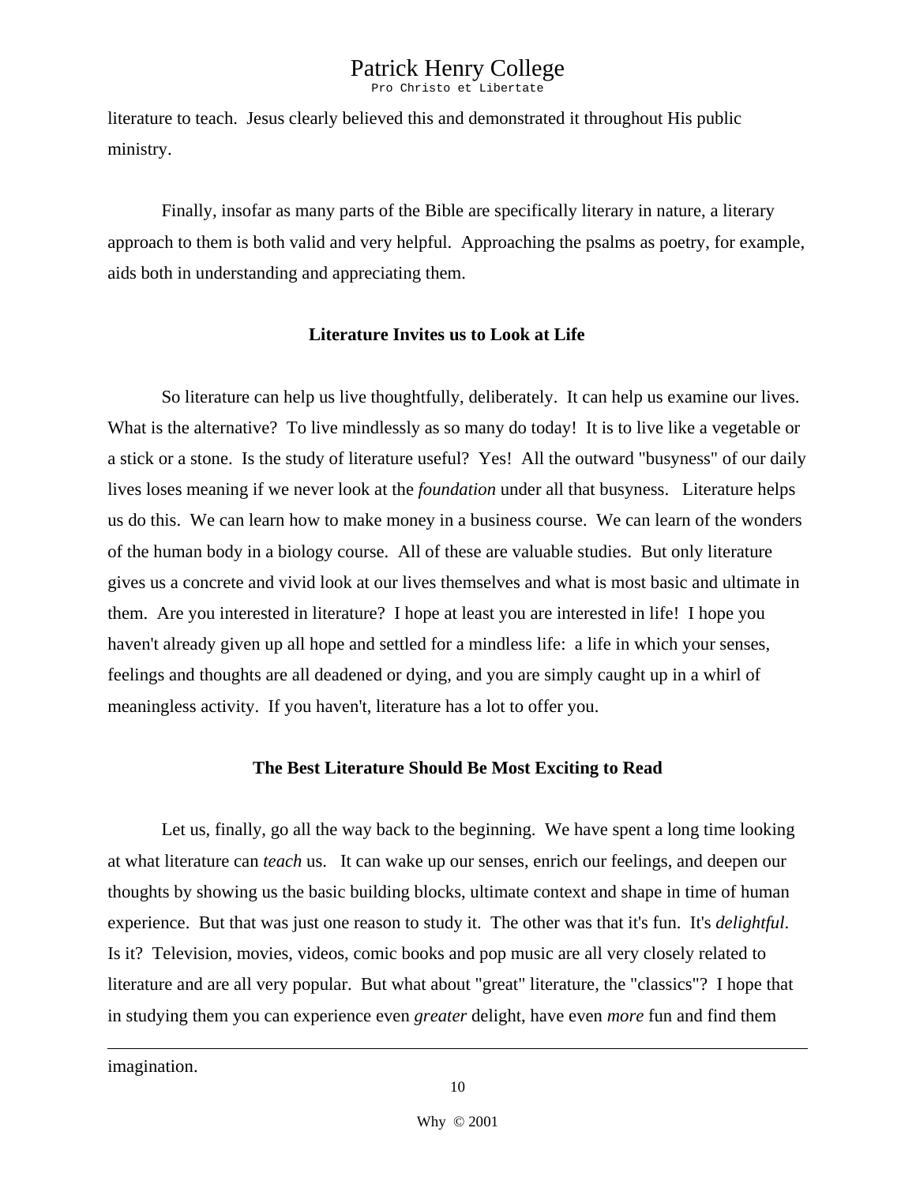literature to teach. Jesus clearly believed this and demonstrated it throughout His public ministry.

Finally, insofar as many parts of the Bible are specifically literary in nature, a literary approach to them is both valid and very helpful. Approaching the psalms as poetry, for example, aids both in understanding and appreciating them.

**Literature Invites us to Look at Life**

So literature can help us live thoughtfully, deliberately. It can help us examine our lives. What is the alternative? To live mindlessly as so many do today! It is to live like a vegetable or a stick or a stone. Is the study of literature useful? Yes! All the outward "busyness" of our daily lives loses meaning if we never look at the *foundation* under all that busyness. Literature helps us do this. We can learn how to make money in a business course. We can learn of the wonders of the human body in a biology course. All of these are valuable studies. But only literature gives us a concrete and vivid look at our lives themselves and what is most basic and ultimate in them. Are you interested in literature? I hope at least you are interested in life! I hope you haven't already given up all hope and settled for a mindless life: a life in which your senses, feelings and thoughts are all deadened or dying, and you are simply caught up in a whirl of meaningless activity. If you haven't, literature has a lot to offer you.

**The Best Literature Should Be Most Exciting to Read**

Let us, finally, go all the way back to the beginning. We have spent a long time looking at what literature can *teach* us. It can wake up our senses, enrich our feelings, and deepen our thoughts by showing us the basic building blocks, ultimate context and shape in time of human experience. But that was just one reason to study it. The other was that it's fun. It's *delightful*. Is it? Television, movies, videos, comic books and pop music are all very closely related to literature and are all very popular. But what about "great" literature, the "classics"? I hope that in studying them you can experience even *greater* delight, have even *more* fun and find them

---

imagination.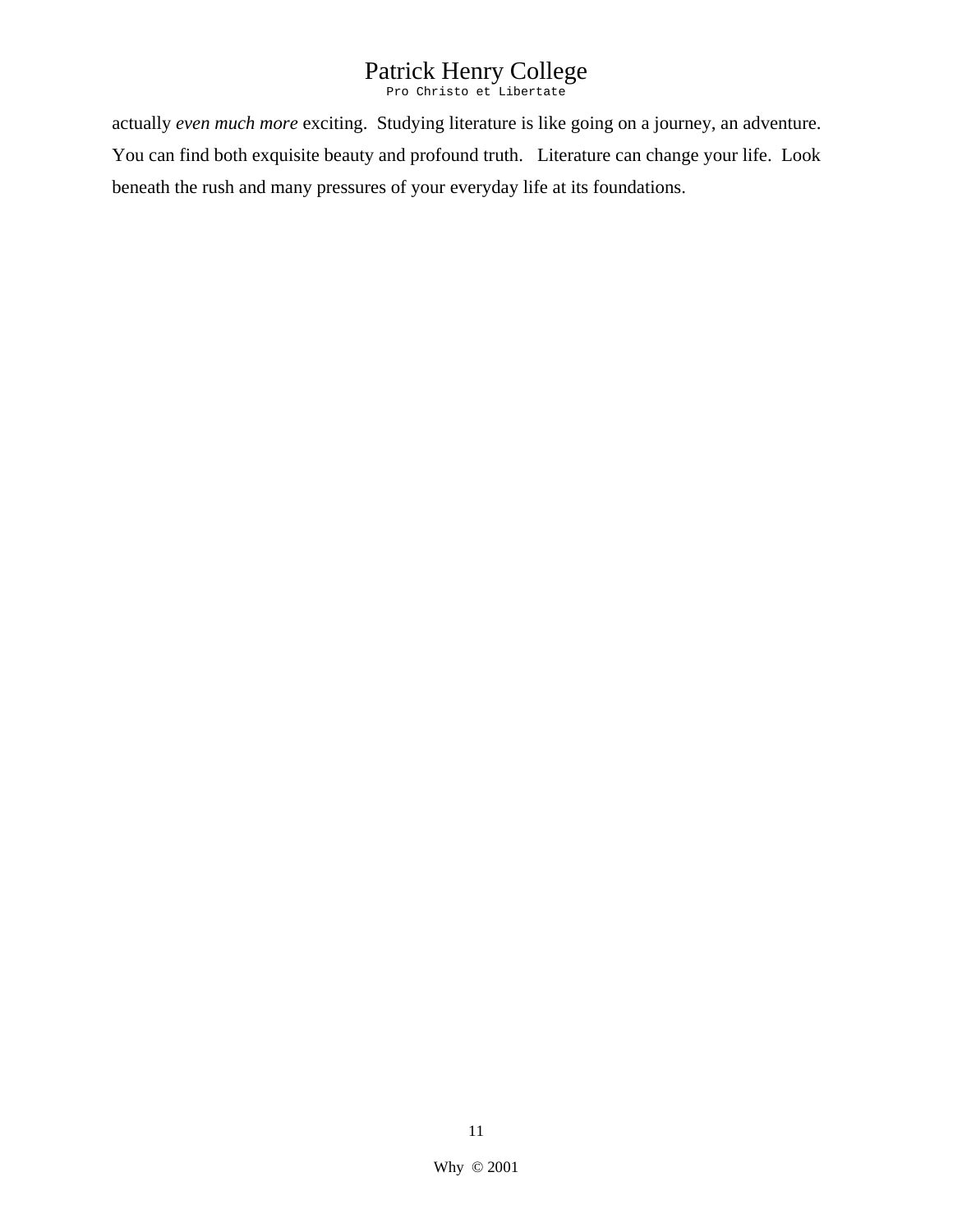actually *even much more* exciting.  Studying literature is like going on a journey, an adventure. You can find both exquisite beauty and profound truth.   Literature can change your life.  Look beneath the rush and many pressures of your everyday life at its foundations.